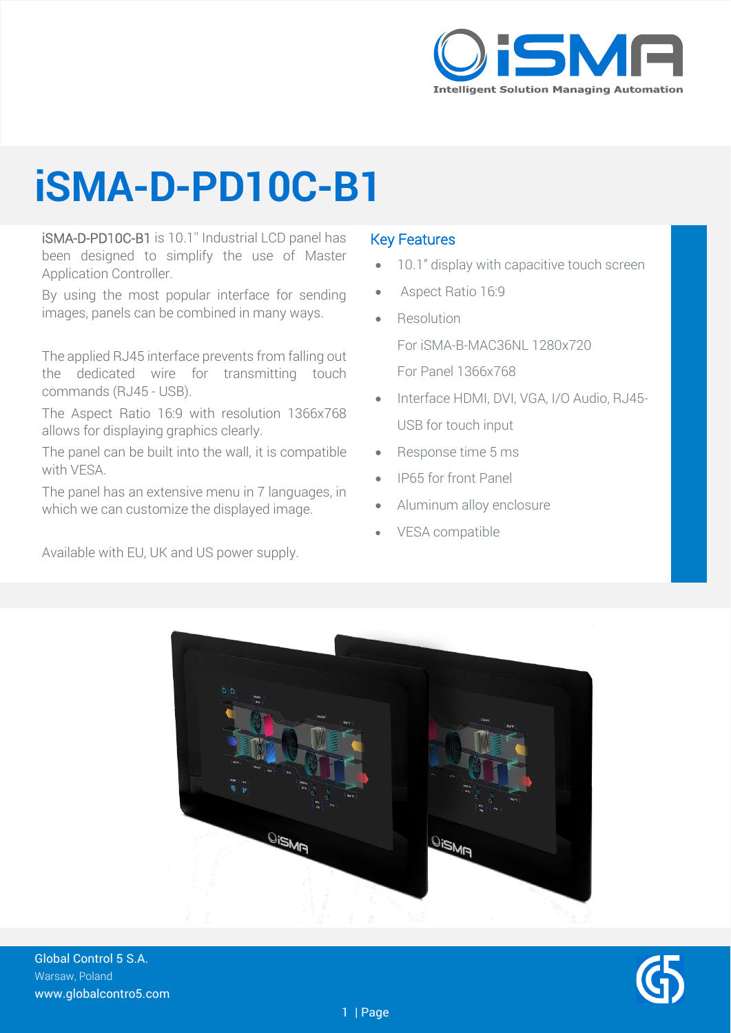# iSMA-D-PD10C-B1

iSMA-D-PD10C-B1 is 10.1" Industrial LCD panel has been designed to simplify the use of Master Application Controller.

By using the most popular interface for sending images, panels can be combined in many ways.

The applied RJ45 interface prevents from falling out the dedicated wire for transmitting touch commands (RJ45 - USB).

The Aspect Ratio 16:9 with resolution 1366x768 allows for displaying graphics clearly.

The panel can be built into the wall, it is compatible with VESA.

The panel has an extensive menu in 7 languages, in which we can customize the displayed image.

Available with EU, UK and US power supply.

## Key Features

- 10.1" display with capacitive touch screen
- Aspect Ratio 16:9
- Resolution

  For iSMA-B-MAC36NL 1280x720

  For Panel 1366x768
- Interface HDMI, DVI, VGA, I/O Audio, RJ45-USB for touch input
- Response time 5 ms
- IP65 for front Panel
- Aluminum alloy enclosure
- VESA compatible

Global Control 5 S.A.
Warsaw, Poland
www.globalcontro5.com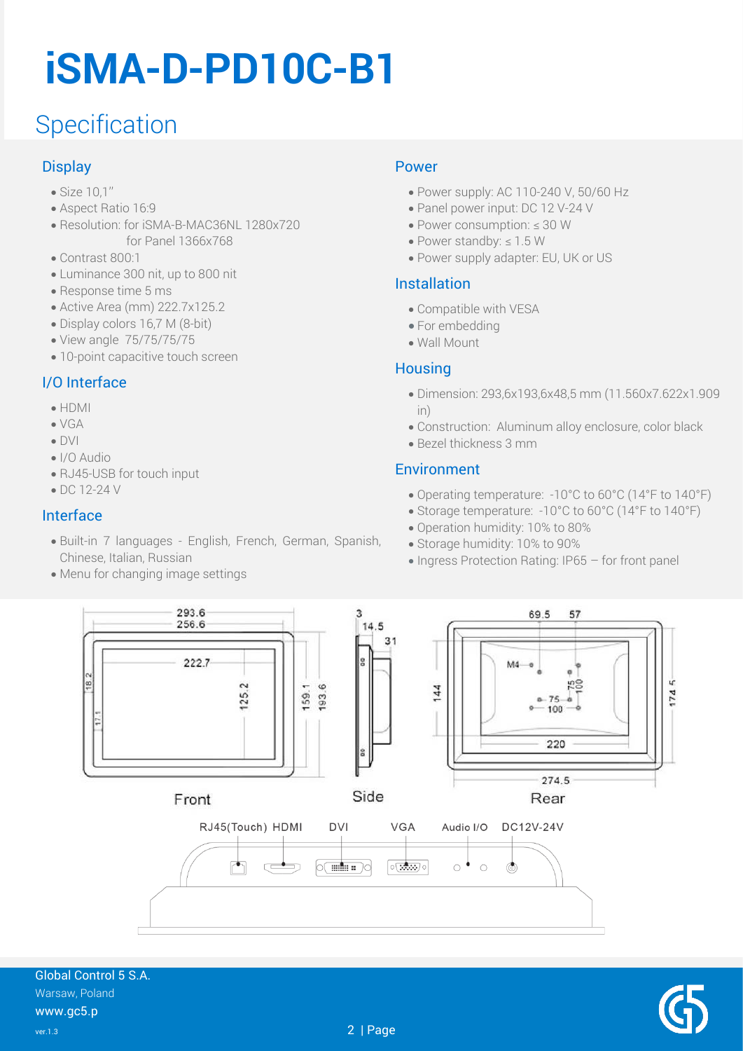# iSMA-D-PD10C-B1

## Specification

### Display

- Size 10,1"
- Aspect Ratio 16:9
- Resolution: for iSMA-B-MAC36NL 1280x720
  for Panel 1366x768
- Contrast 800:1
- Luminance 300 nit, up to 800 nit
- Response time 5 ms
- Active Area (mm) 222.7x125.2
- Display colors 16,7 M (8-bit)
- View angle 75/75/75/75
- 10-point capacitive touch screen

### I/O Interface

- HDMI
- VGA
- DVI
- I/O Audio
- RJ45-USB for touch input
- DC 12-24 V

### Interface

- Built-in 7 languages - English, French, German, Spanish, Chinese, Italian, Russian
- Menu for changing image settings

### Power

- Power supply: AC 110-240 V, 50/60 Hz
- Panel power input: DC 12 V-24 V
- Power consumption: ≤ 30 W
- Power standby: ≤ 1.5 W
- Power supply adapter: EU, UK or US

### Installation

- Compatible with VESA
- For embedding
- Wall Mount

### Housing

- Dimension: 293,6x193,6x48,5 mm (11.560x7.622x1.909 in)
- Construction: Aluminum alloy enclosure, color black
- Bezel thickness 3 mm

### Environment

- Operating temperature: -10°C to 60°C (14°F to 140°F)
- Storage temperature: -10°C to 60°C (14°F to 140°F)
- Operation humidity: 10% to 80%
- Storage humidity: 10% to 90%
- Ingress Protection Rating: IP65 – for front panel

293.6
256.6
222.7
125.2
159.1
193.6
18.2
17.1
Front

3
14.5
31
Side

69.5
57
M4
75
100
75
100
144
174.5
220
274.5
Rear

RJ45(Touch) HDMI DVI VGA Audio I/O DC12V-24V

Global Control 5 S.A.
Warsaw, Poland
www.gc5.p
ver.1.3